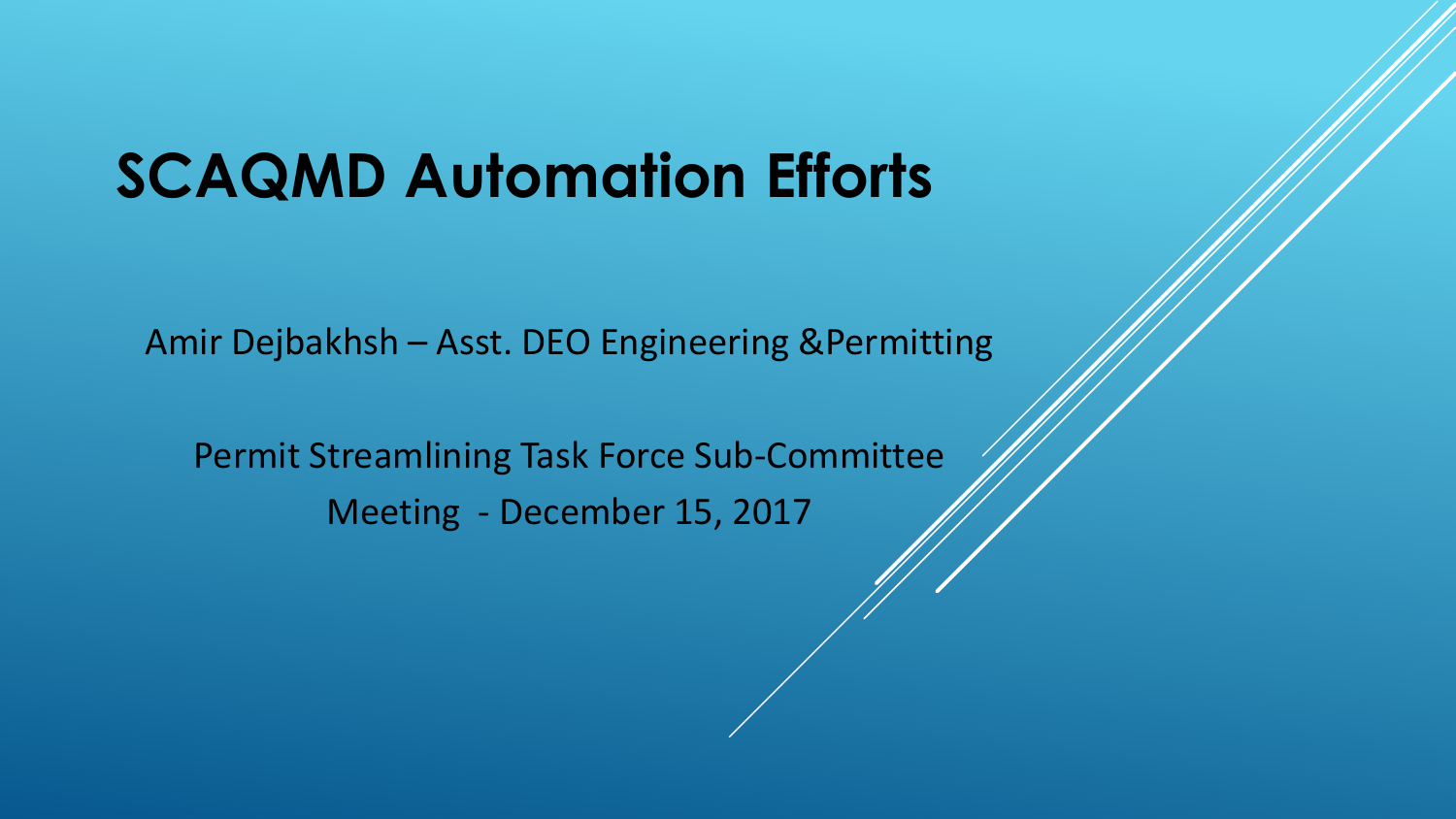# SCAQMD Automation Efforts

Amir Dejbakhsh – Asst. DEO Engineering &Permitting

Permit Streamlining Task Force Sub-Committee

Meeting - December 15, 2017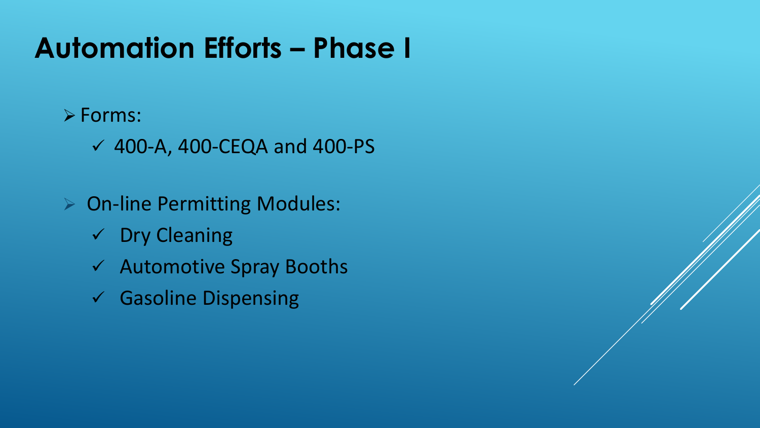# Automation Efforts – Phase I

- Forms:
  - ✓ 400-A, 400-CEQA and 400-PS
- On-line Permitting Modules:
  - ✓ Dry Cleaning
  - ✓ Automotive Spray Booths
  - ✓ Gasoline Dispensing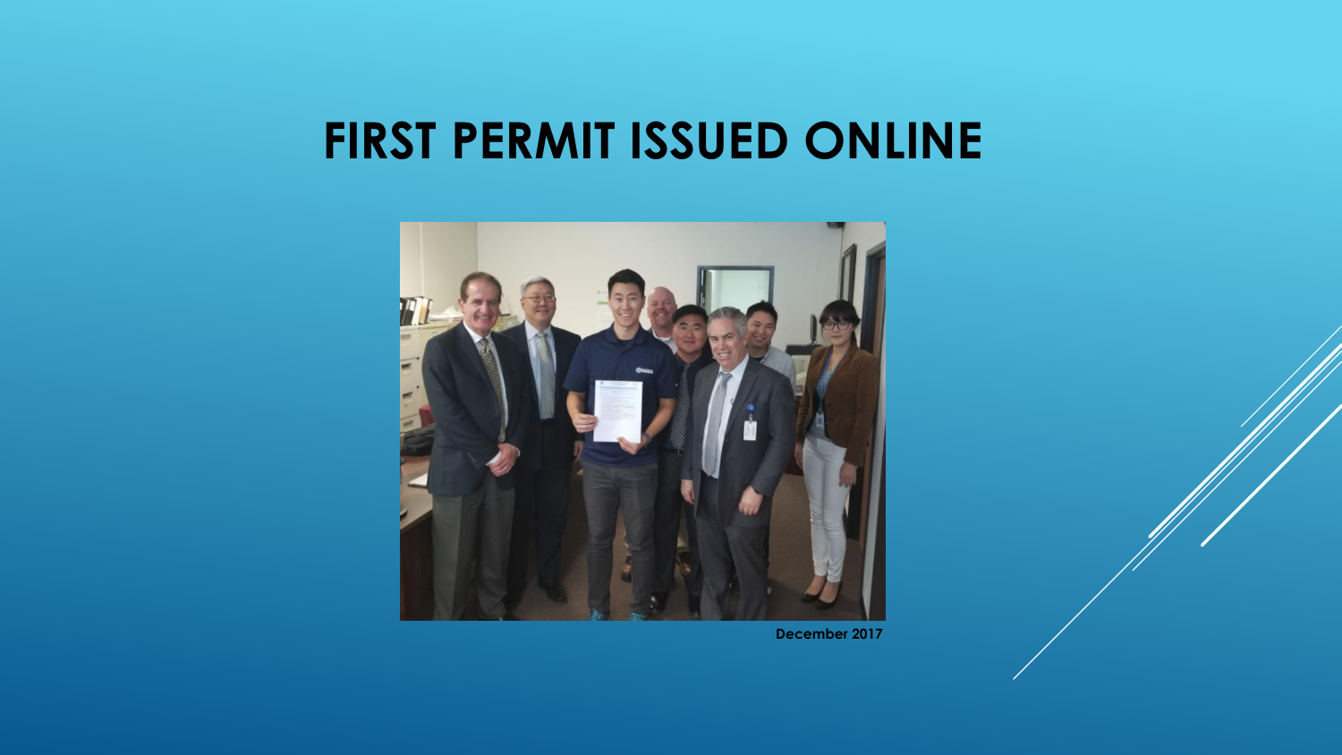# FIRST PERMIT ISSUED ONLINE

**December 2017**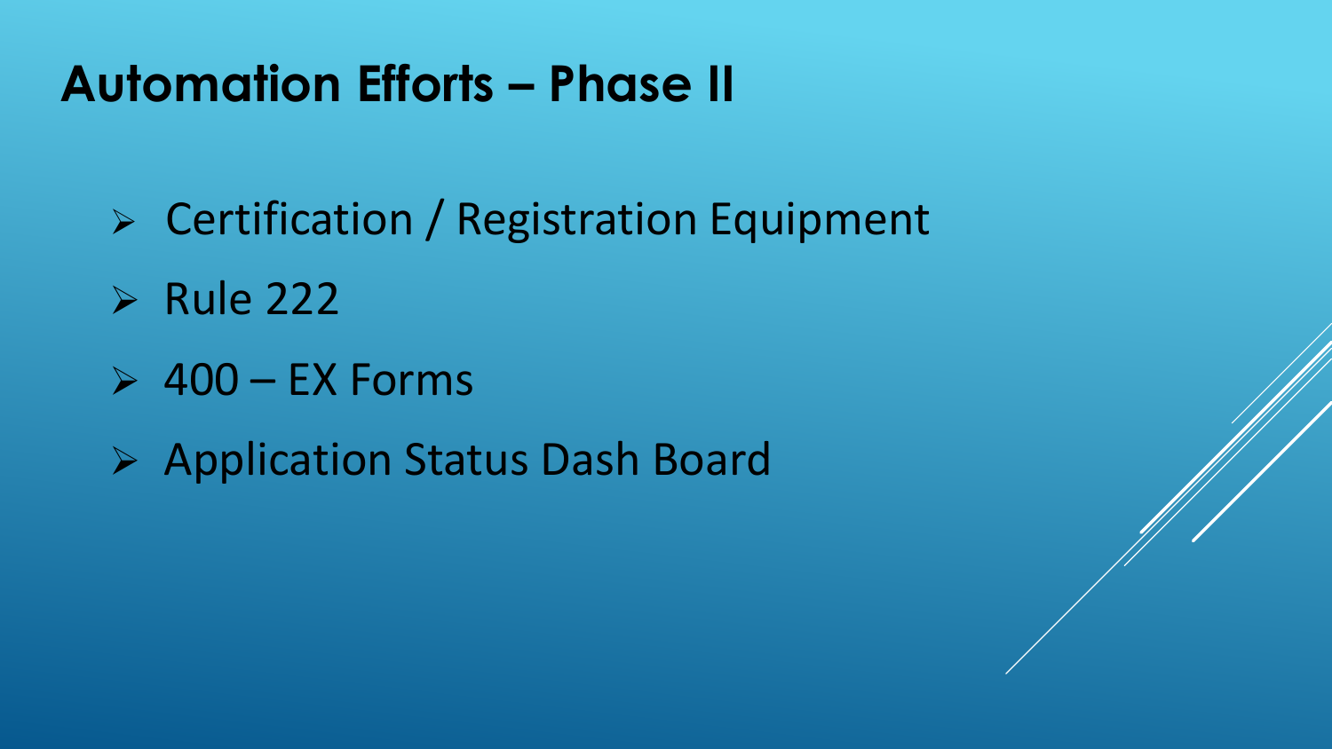# Automation Efforts – Phase II

- Certification / Registration Equipment
- Rule 222
- 400 – EX Forms
- Application Status Dash Board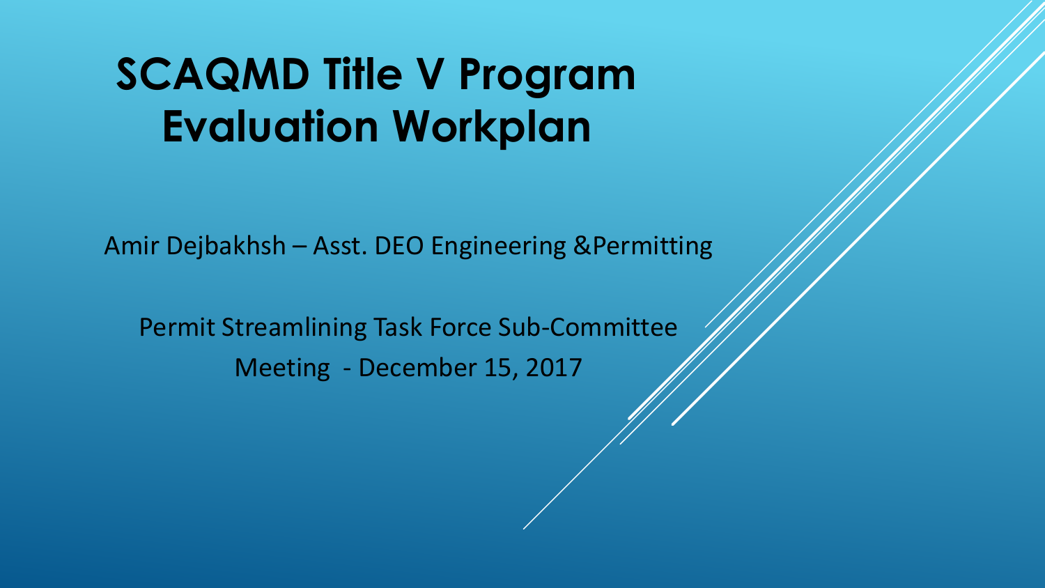# SCAQMD Title V Program Evaluation Workplan

Amir Dejbakhsh – Asst. DEO Engineering &Permitting

Permit Streamlining Task Force Sub-Committee

Meeting - December 15, 2017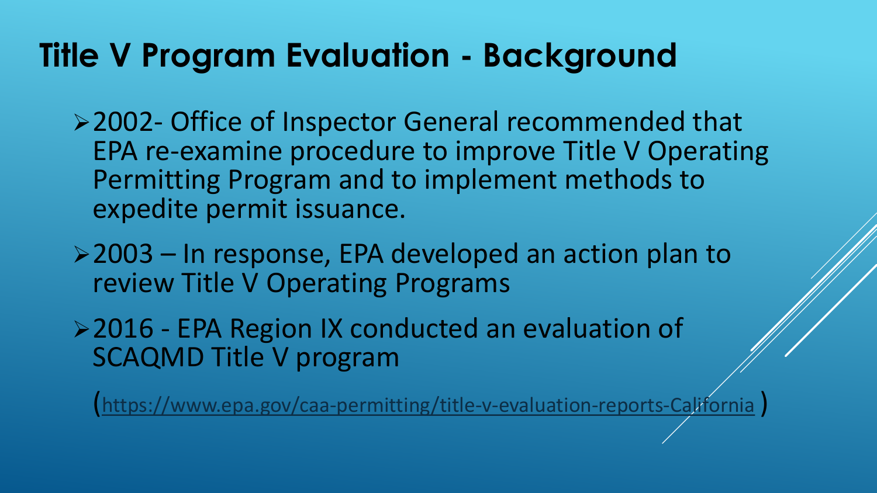# Title V Program Evaluation - Background

- 2002- Office of Inspector General recommended that EPA re-examine procedure to improve Title V Operating Permitting Program and to implement methods to expedite permit issuance.
- 2003 – In response, EPA developed an action plan to review Title V Operating Programs
- 2016 - EPA Region IX conducted an evaluation of SCAQMD Title V program

  (https://www.epa.gov/caa-permitting/title-v-evaluation-reports-California )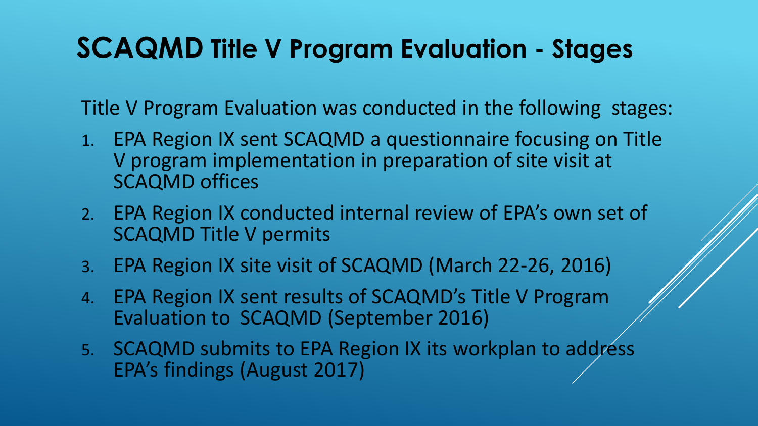# SCAQMD Title V Program Evaluation - Stages

Title V Program Evaluation was conducted in the following stages:

1. EPA Region IX sent SCAQMD a questionnaire focusing on Title V program implementation in preparation of site visit at SCAQMD offices
2. EPA Region IX conducted internal review of EPA's own set of SCAQMD Title V permits
3. EPA Region IX site visit of SCAQMD (March 22-26, 2016)
4. EPA Region IX sent results of SCAQMD's Title V Program Evaluation to SCAQMD (September 2016)
5. SCAQMD submits to EPA Region IX its workplan to address EPA's findings (August 2017)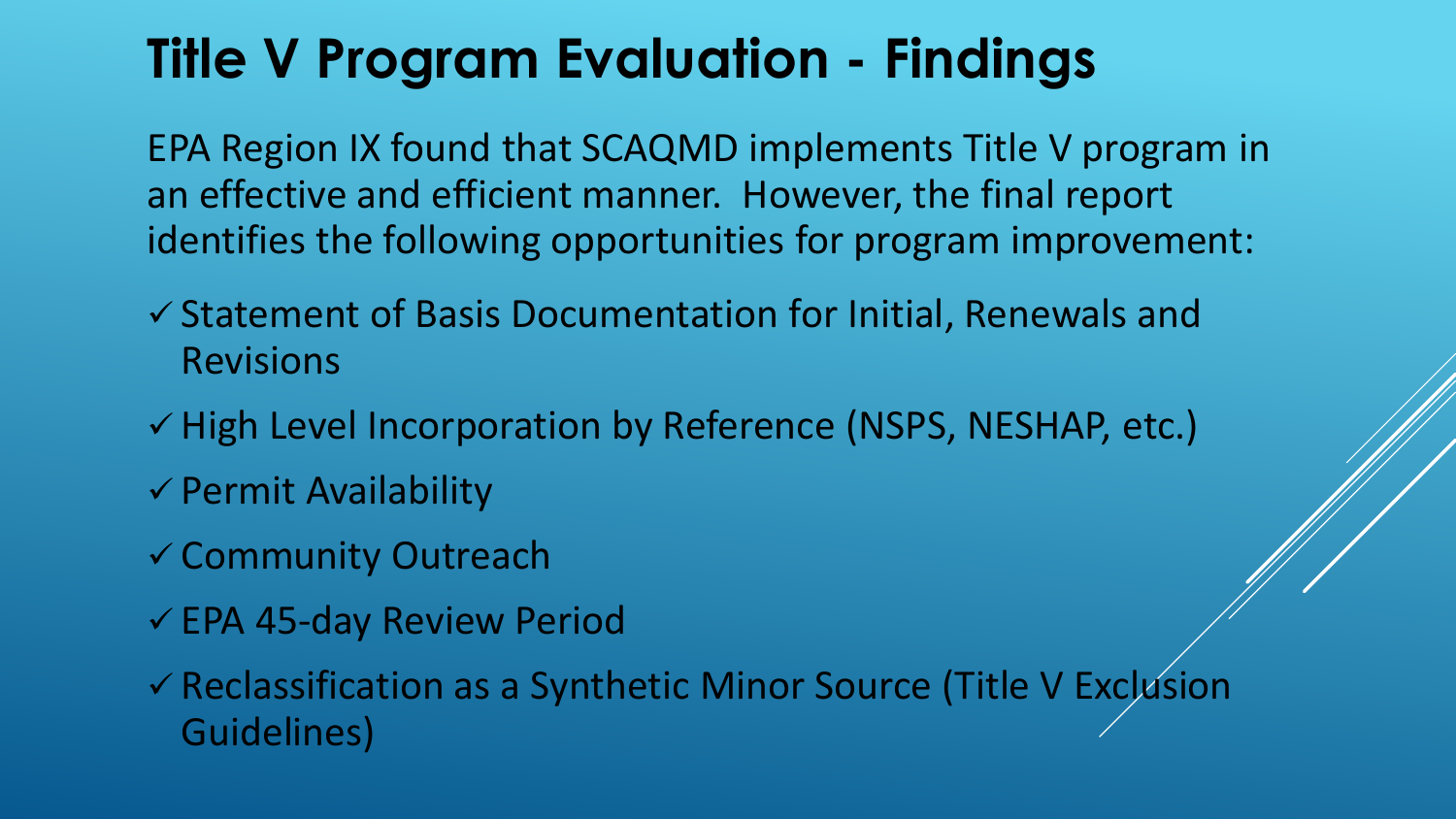# Title V Program Evaluation - Findings

EPA Region IX found that SCAQMD implements Title V program in an effective and efficient manner. However, the final report identifies the following opportunities for program improvement:

- ✓ Statement of Basis Documentation for Initial, Renewals and Revisions
- ✓ High Level Incorporation by Reference (NSPS, NESHAP, etc.)
- ✓ Permit Availability
- ✓ Community Outreach
- ✓ EPA 45-day Review Period
- ✓ Reclassification as a Synthetic Minor Source (Title V Exclusion Guidelines)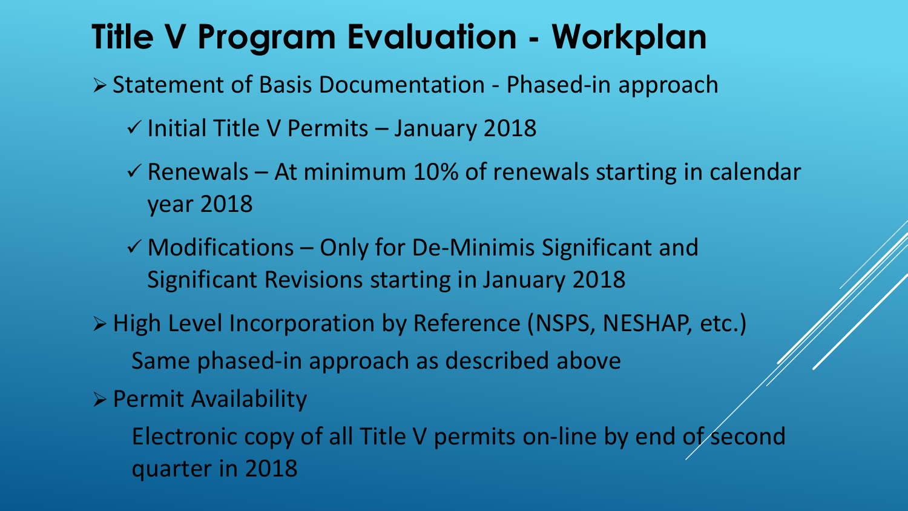# Title V Program Evaluation - Workplan

- Statement of Basis Documentation - Phased-in approach
  - ✓ Initial Title V Permits – January 2018
  - ✓ Renewals – At minimum 10% of renewals starting in calendar year 2018
  - ✓ Modifications – Only for De-Minimis Significant and Significant Revisions starting in January 2018
- High Level Incorporation by Reference (NSPS, NESHAP, etc.)

  Same phased-in approach as described above
- Permit Availability

  Electronic copy of all Title V permits on-line by end of second quarter in 2018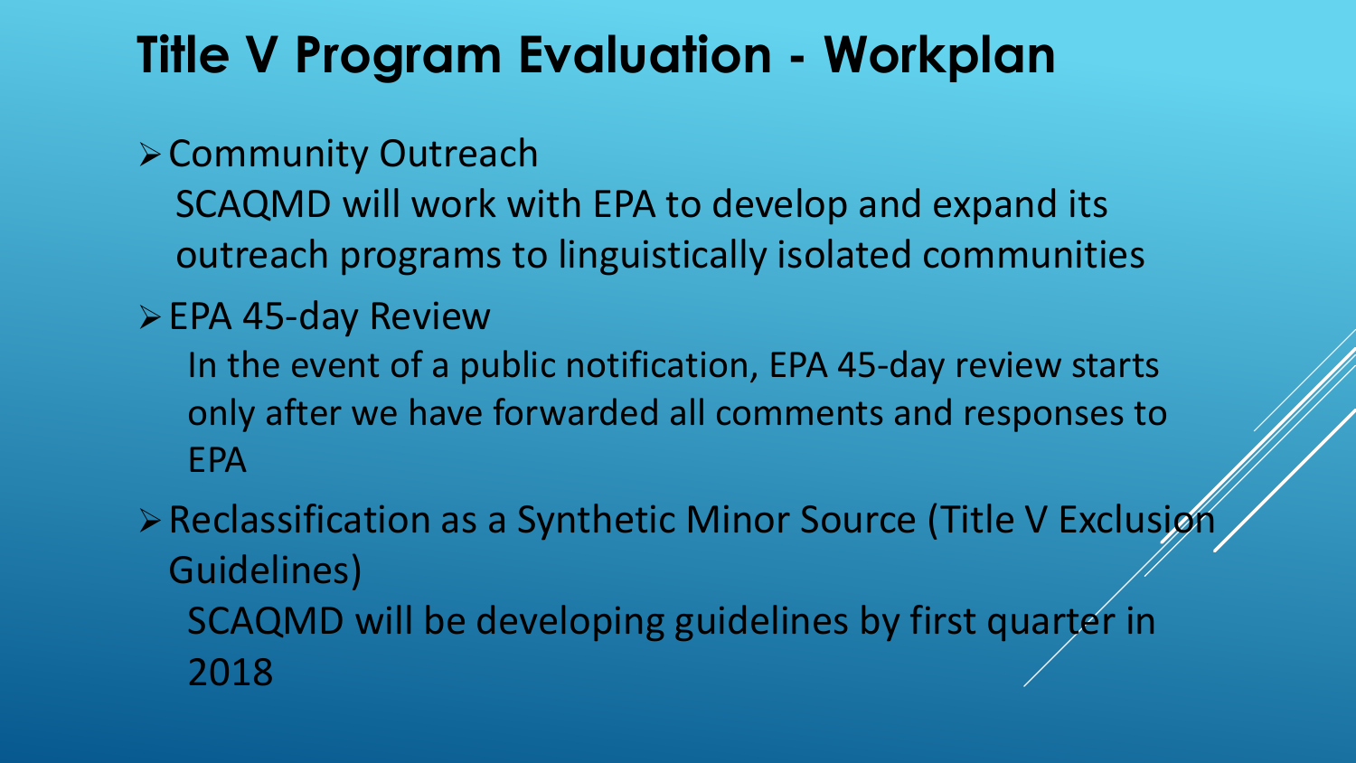# Title V Program Evaluation - Workplan

- Community Outreach

  SCAQMD will work with EPA to develop and expand its outreach programs to linguistically isolated communities

- EPA 45-day Review

  In the event of a public notification, EPA 45-day review starts only after we have forwarded all comments and responses to EPA

- Reclassification as a Synthetic Minor Source (Title V Exclusion Guidelines)

  SCAQMD will be developing guidelines by first quarter in 2018